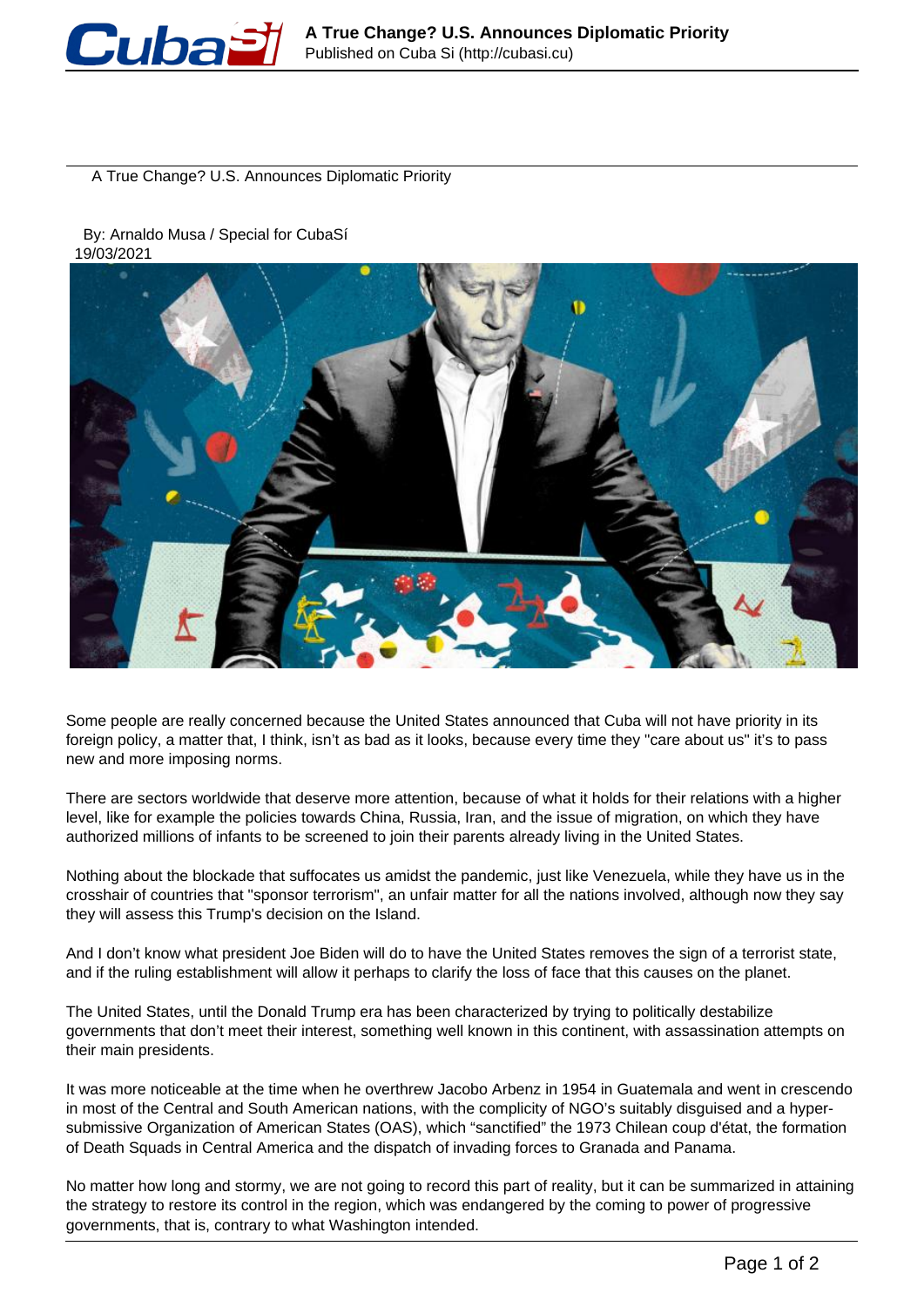# A True Change? U.S. Announces Diplomatic Priority

By: Arnaldo Musa / Special for CubaSí
19/03/2021

Some people are really concerned because the United States announced that Cuba will not have priority in its foreign policy, a matter that, I think, isn't as bad as it looks, because every time they "care about us" it's to pass new and more imposing norms.

There are sectors worldwide that deserve more attention, because of what it holds for their relations with a higher level, like for example the policies towards China, Russia, Iran, and the issue of migration, on which they have authorized millions of infants to be screened to join their parents already living in the United States.

Nothing about the blockade that suffocates us amidst the pandemic, just like Venezuela, while they have us in the crosshair of countries that "sponsor terrorism", an unfair matter for all the nations involved, although now they say they will assess this Trump's decision on the Island.

And I don't know what president Joe Biden will do to have the United States removes the sign of a terrorist state, and if the ruling establishment will allow it perhaps to clarify the loss of face that this causes on the planet.

The United States, until the Donald Trump era has been characterized by trying to politically destabilize governments that don't meet their interest, something well known in this continent, with assassination attempts on their main presidents.

It was more noticeable at the time when he overthrew Jacobo Arbenz in 1954 in Guatemala and went in crescendo in most of the Central and South American nations, with the complicity of NGO's suitably disguised and a hyper-submissive Organization of American States (OAS), which "sanctified" the 1973 Chilean coup d'état, the formation of Death Squads in Central America and the dispatch of invading forces to Granada and Panama.

No matter how long and stormy, we are not going to record this part of reality, but it can be summarized in attaining the strategy to restore its control in the region, which was endangered by the coming to power of progressive governments, that is, contrary to what Washington intended.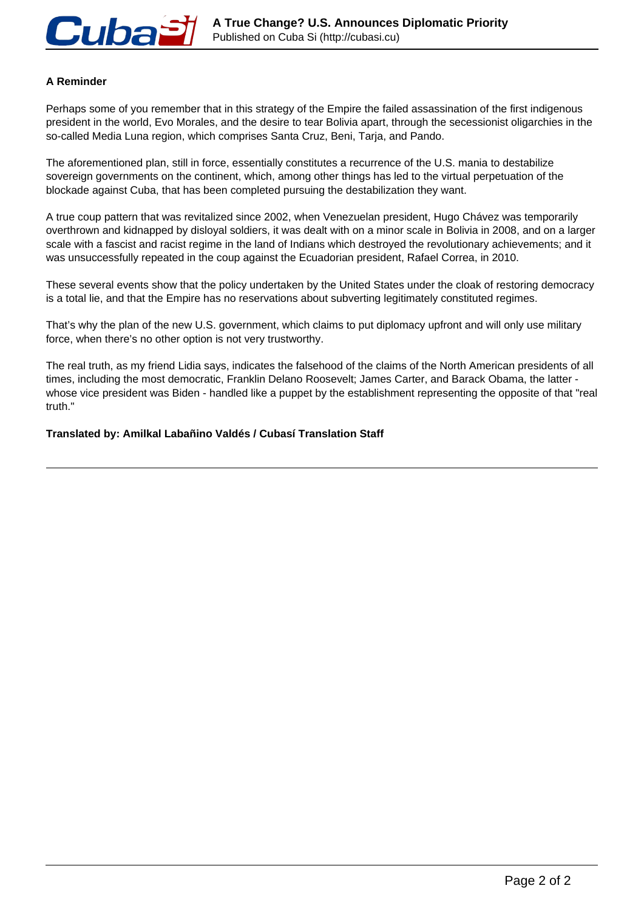**A Reminder**

Perhaps some of you remember that in this strategy of the Empire the failed assassination of the first indigenous president in the world, Evo Morales, and the desire to tear Bolivia apart, through the secessionist oligarchies in the so-called Media Luna region, which comprises Santa Cruz, Beni, Tarja, and Pando.

The aforementioned plan, still in force, essentially constitutes a recurrence of the U.S. mania to destabilize sovereign governments on the continent, which, among other things has led to the virtual perpetuation of the blockade against Cuba, that has been completed pursuing the destabilization they want.

A true coup pattern that was revitalized since 2002, when Venezuelan president, Hugo Chávez was temporarily overthrown and kidnapped by disloyal soldiers, it was dealt with on a minor scale in Bolivia in 2008, and on a larger scale with a fascist and racist regime in the land of Indians which destroyed the revolutionary achievements; and it was unsuccessfully repeated in the coup against the Ecuadorian president, Rafael Correa, in 2010.

These several events show that the policy undertaken by the United States under the cloak of restoring democracy is a total lie, and that the Empire has no reservations about subverting legitimately constituted regimes.

That's why the plan of the new U.S. government, which claims to put diplomacy upfront and will only use military force, when there's no other option is not very trustworthy.

The real truth, as my friend Lidia says, indicates the falsehood of the claims of the North American presidents of all times, including the most democratic, Franklin Delano Roosevelt; James Carter, and Barack Obama, the latter - whose vice president was Biden - handled like a puppet by the establishment representing the opposite of that "real truth."

**Translated by: Amilkal Labañino Valdés / Cubasí Translation Staff**